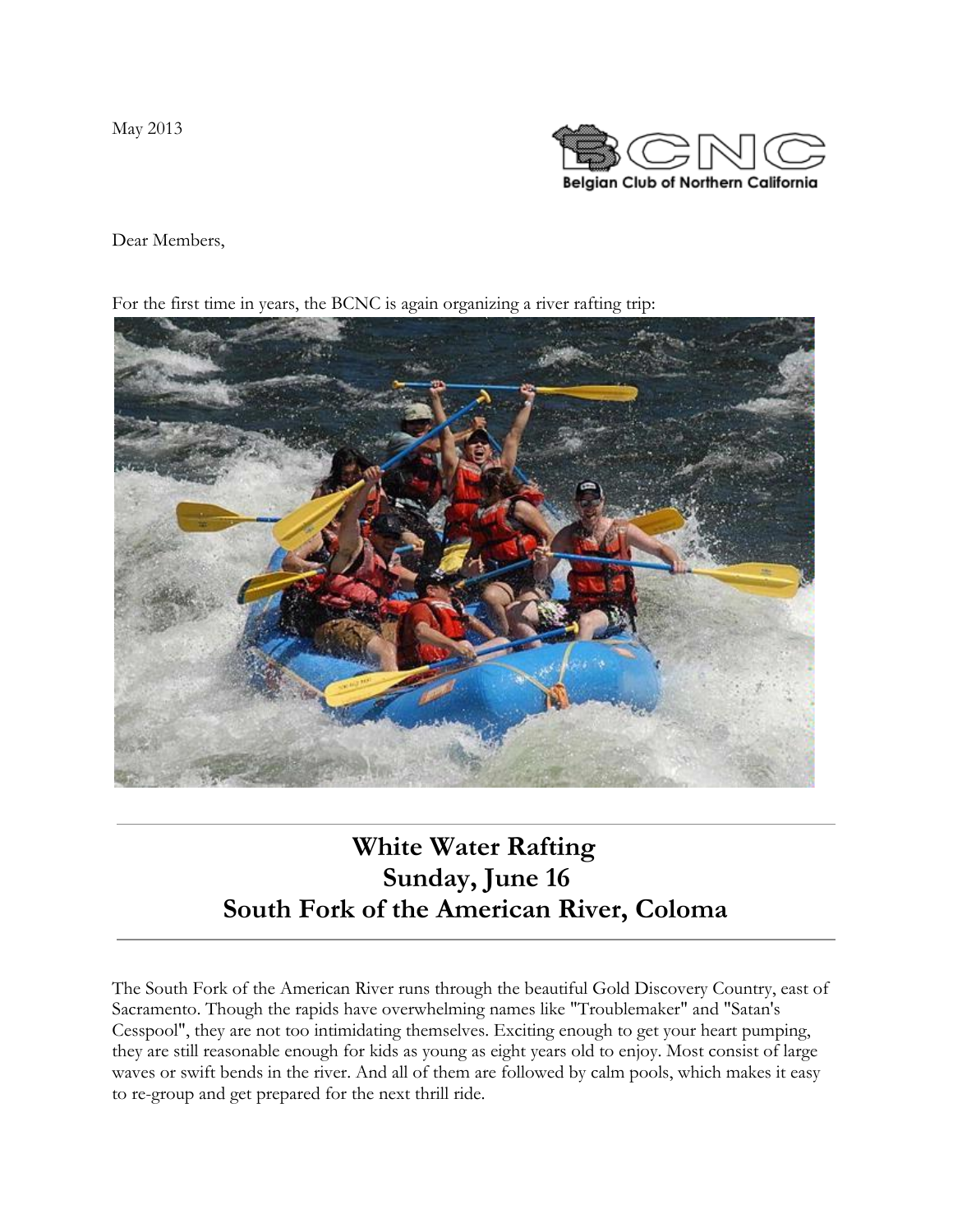May 2013

Belgian Club of Northern California

Dear Members,

For the first time in years, the BCNC is again organizing a river rafting trip:

---

## White Water Rafting
## Sunday, June 16
## South Fork of the American River, Coloma

---

The South Fork of the American River runs through the beautiful Gold Discovery Country, east of Sacramento. Though the rapids have overwhelming names like "Troublemaker" and "Satan's Cesspool", they are not too intimidating themselves. Exciting enough to get your heart pumping, they are still reasonable enough for kids as young as eight years old to enjoy. Most consist of large waves or swift bends in the river. And all of them are followed by calm pools, which makes it easy to re-group and get prepared for the next thrill ride.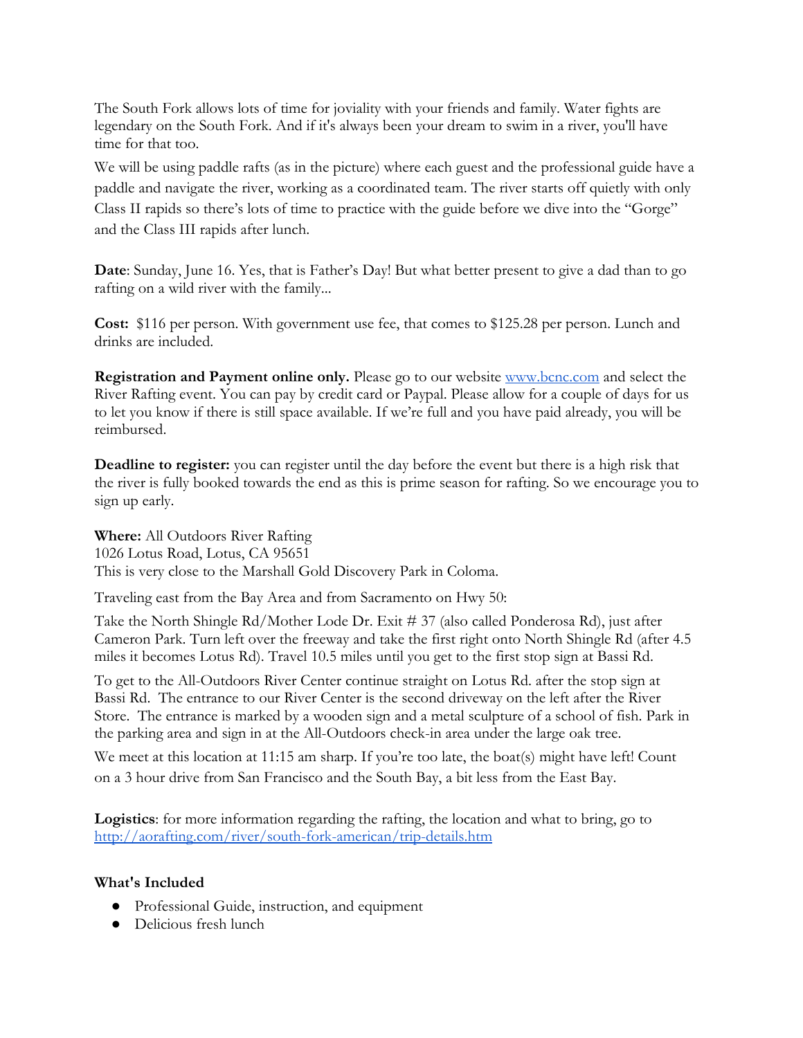The South Fork allows lots of time for joviality with your friends and family. Water fights are legendary on the South Fork. And if it's always been your dream to swim in a river, you'll have time for that too.

We will be using paddle rafts (as in the picture) where each guest and the professional guide have a paddle and navigate the river, working as a coordinated team. The river starts off quietly with only Class II rapids so there's lots of time to practice with the guide before we dive into the "Gorge" and the Class III rapids after lunch.

**Date**: Sunday, June 16. Yes, that is Father's Day! But what better present to give a dad than to go rafting on a wild river with the family...

**Cost:** $116 per person. With government use fee, that comes to $125.28 per person. Lunch and drinks are included.

**Registration and Payment online only.** Please go to our website [www.bcnc.com](www.bcnc.com) and select the River Rafting event. You can pay by credit card or Paypal. Please allow for a couple of days for us to let you know if there is still space available. If we're full and you have paid already, you will be reimbursed.

**Deadline to register:** you can register until the day before the event but there is a high risk that the river is fully booked towards the end as this is prime season for rafting. So we encourage you to sign up early.

**Where:** All Outdoors River Rafting
1026 Lotus Road, Lotus, CA 95651
This is very close to the Marshall Gold Discovery Park in Coloma.

Traveling east from the Bay Area and from Sacramento on Hwy 50:

Take the North Shingle Rd/Mother Lode Dr. Exit # 37 (also called Ponderosa Rd), just after Cameron Park. Turn left over the freeway and take the first right onto North Shingle Rd (after 4.5 miles it becomes Lotus Rd). Travel 10.5 miles until you get to the first stop sign at Bassi Rd.

To get to the All-Outdoors River Center continue straight on Lotus Rd. after the stop sign at Bassi Rd. The entrance to our River Center is the second driveway on the left after the River Store. The entrance is marked by a wooden sign and a metal sculpture of a school of fish. Park in the parking area and sign in at the All-Outdoors check-in area under the large oak tree.

We meet at this location at 11:15 am sharp. If you're too late, the boat(s) might have left! Count on a 3 hour drive from San Francisco and the South Bay, a bit less from the East Bay.

**Logistics**: for more information regarding the rafting, the location and what to bring, go to [http://aorafting.com/river/south-fork-american/trip-details.htm](http://aorafting.com/river/south-fork-american/trip-details.htm)

**What's Included**

- Professional Guide, instruction, and equipment
- Delicious fresh lunch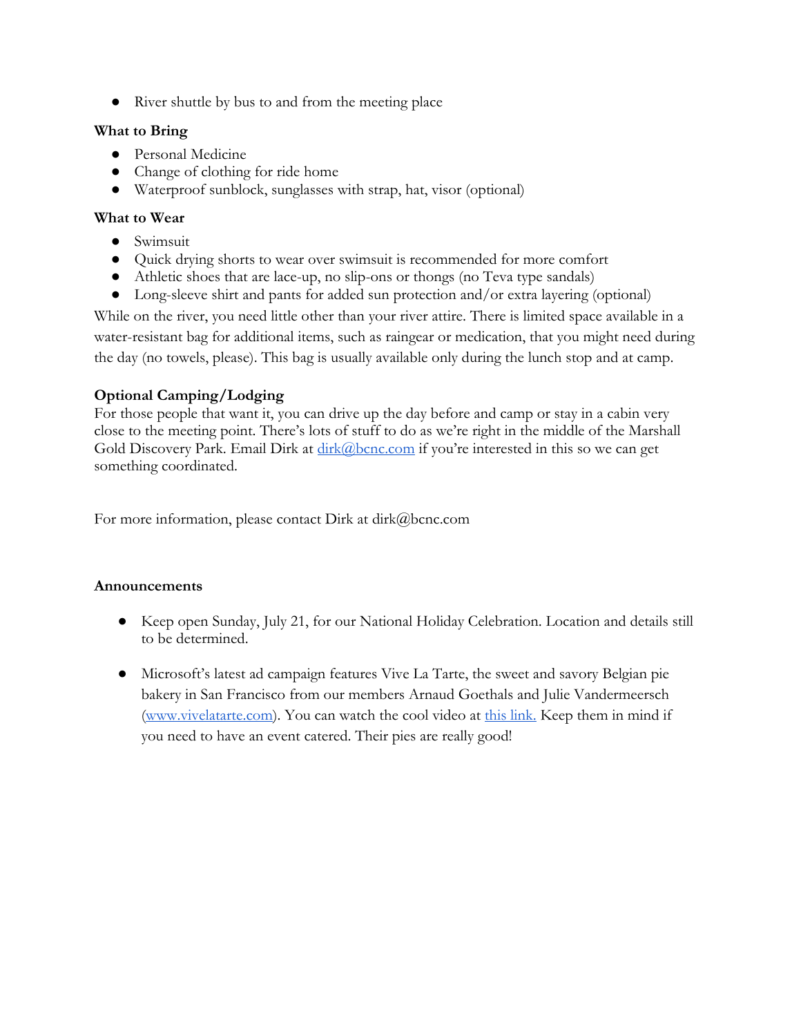- River shuttle by bus to and from the meeting place

**What to Bring**

- Personal Medicine
- Change of clothing for ride home
- Waterproof sunblock, sunglasses with strap, hat, visor (optional)

**What to Wear**

- Swimsuit
- Quick drying shorts to wear over swimsuit is recommended for more comfort
- Athletic shoes that are lace-up, no slip-ons or thongs (no Teva type sandals)
- Long-sleeve shirt and pants for added sun protection and/or extra layering (optional)

While on the river, you need little other than your river attire. There is limited space available in a water-resistant bag for additional items, such as raingear or medication, that you might need during the day (no towels, please). This bag is usually available only during the lunch stop and at camp.

**Optional Camping/Lodging**

For those people that want it, you can drive up the day before and camp or stay in a cabin very close to the meeting point. There's lots of stuff to do as we're right in the middle of the Marshall Gold Discovery Park. Email Dirk at dirk@bcnc.com if you're interested in this so we can get something coordinated.

For more information, please contact Dirk at dirk@bcnc.com

**Announcements**

- Keep open Sunday, July 21, for our National Holiday Celebration. Location and details still to be determined.

- Microsoft's latest ad campaign features Vive La Tarte, the sweet and savory Belgian pie bakery in San Francisco from our members Arnaud Goethals and Julie Vandermeersch (www.vivelatarte.com). You can watch the cool video at this link. Keep them in mind if you need to have an event catered. Their pies are really good!